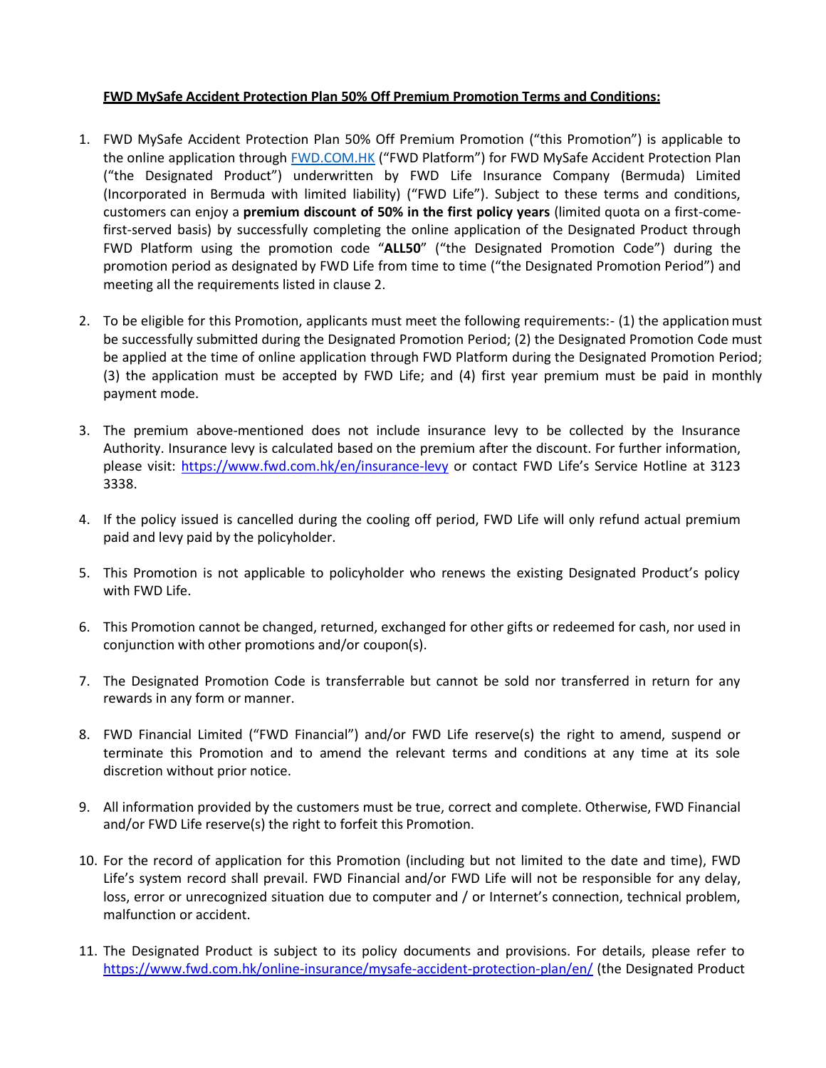**<u>FWD MySafe Accident Protection Plan 50% Off Premium Promotion Terms and Conditions:</u>**

1. FWD MySafe Accident Protection Plan 50% Off Premium Promotion ("this Promotion") is applicable to the online application through [FWD.COM.HK](FWD.COM.HK) ("FWD Platform") for FWD MySafe Accident Protection Plan ("the Designated Product") underwritten by FWD Life Insurance Company (Bermuda) Limited (Incorporated in Bermuda with limited liability) ("FWD Life"). Subject to these terms and conditions, customers can enjoy a **premium discount of 50% in the first policy years** (limited quota on a first-come-first-served basis) by successfully completing the online application of the Designated Product through FWD Platform using the promotion code "**ALL50**" ("the Designated Promotion Code") during the promotion period as designated by FWD Life from time to time ("the Designated Promotion Period") and meeting all the requirements listed in clause 2.

2. To be eligible for this Promotion, applicants must meet the following requirements:- (1) the application must be successfully submitted during the Designated Promotion Period; (2) the Designated Promotion Code must be applied at the time of online application through FWD Platform during the Designated Promotion Period; (3) the application must be accepted by FWD Life; and (4) first year premium must be paid in monthly payment mode.

3. The premium above-mentioned does not include insurance levy to be collected by the Insurance Authority. Insurance levy is calculated based on the premium after the discount. For further information, please visit: [https://www.fwd.com.hk/en/insurance-levy](https://www.fwd.com.hk/en/insurance-levy) or contact FWD Life's Service Hotline at 3123 3338.

4. If the policy issued is cancelled during the cooling off period, FWD Life will only refund actual premium paid and levy paid by the policyholder.

5. This Promotion is not applicable to policyholder who renews the existing Designated Product's policy with FWD Life.

6. This Promotion cannot be changed, returned, exchanged for other gifts or redeemed for cash, nor used in conjunction with other promotions and/or coupon(s).

7. The Designated Promotion Code is transferrable but cannot be sold nor transferred in return for any rewards in any form or manner.

8. FWD Financial Limited ("FWD Financial") and/or FWD Life reserve(s) the right to amend, suspend or terminate this Promotion and to amend the relevant terms and conditions at any time at its sole discretion without prior notice.

9. All information provided by the customers must be true, correct and complete. Otherwise, FWD Financial and/or FWD Life reserve(s) the right to forfeit this Promotion.

10. For the record of application for this Promotion (including but not limited to the date and time), FWD Life's system record shall prevail. FWD Financial and/or FWD Life will not be responsible for any delay, loss, error or unrecognized situation due to computer and / or Internet's connection, technical problem, malfunction or accident.

11. The Designated Product is subject to its policy documents and provisions. For details, please refer to [https://www.fwd.com.hk/online-insurance/mysafe-accident-protection-plan/en/](https://www.fwd.com.hk/online-insurance/mysafe-accident-protection-plan/en/) (the Designated Product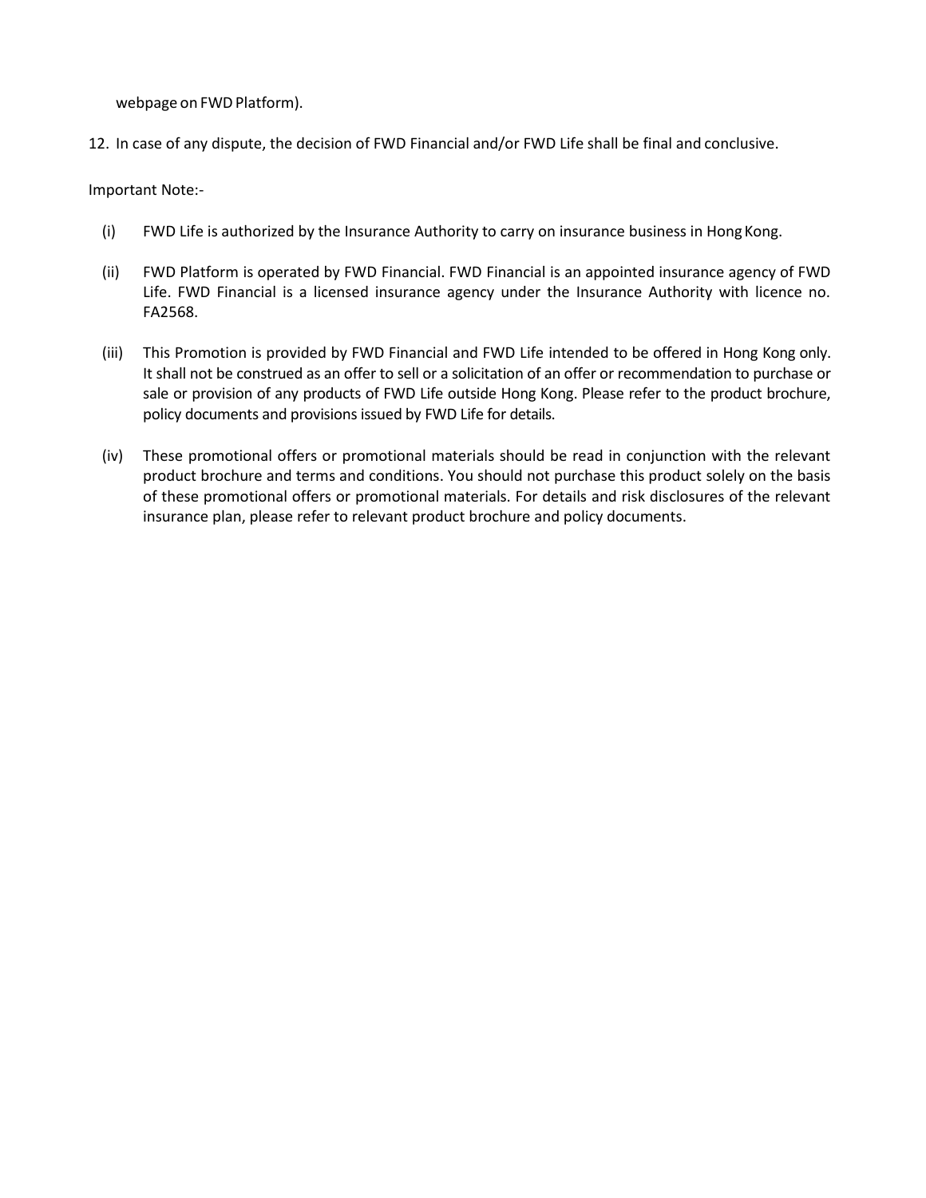webpage on FWD Platform).

12. In case of any dispute, the decision of FWD Financial and/or FWD Life shall be final and conclusive.

Important Note:-

(i) FWD Life is authorized by the Insurance Authority to carry on insurance business in Hong Kong.

(ii) FWD Platform is operated by FWD Financial. FWD Financial is an appointed insurance agency of FWD Life. FWD Financial is a licensed insurance agency under the Insurance Authority with licence no. FA2568.

(iii) This Promotion is provided by FWD Financial and FWD Life intended to be offered in Hong Kong only. It shall not be construed as an offer to sell or a solicitation of an offer or recommendation to purchase or sale or provision of any products of FWD Life outside Hong Kong. Please refer to the product brochure, policy documents and provisions issued by FWD Life for details.

(iv) These promotional offers or promotional materials should be read in conjunction with the relevant product brochure and terms and conditions. You should not purchase this product solely on the basis of these promotional offers or promotional materials. For details and risk disclosures of the relevant insurance plan, please refer to relevant product brochure and policy documents.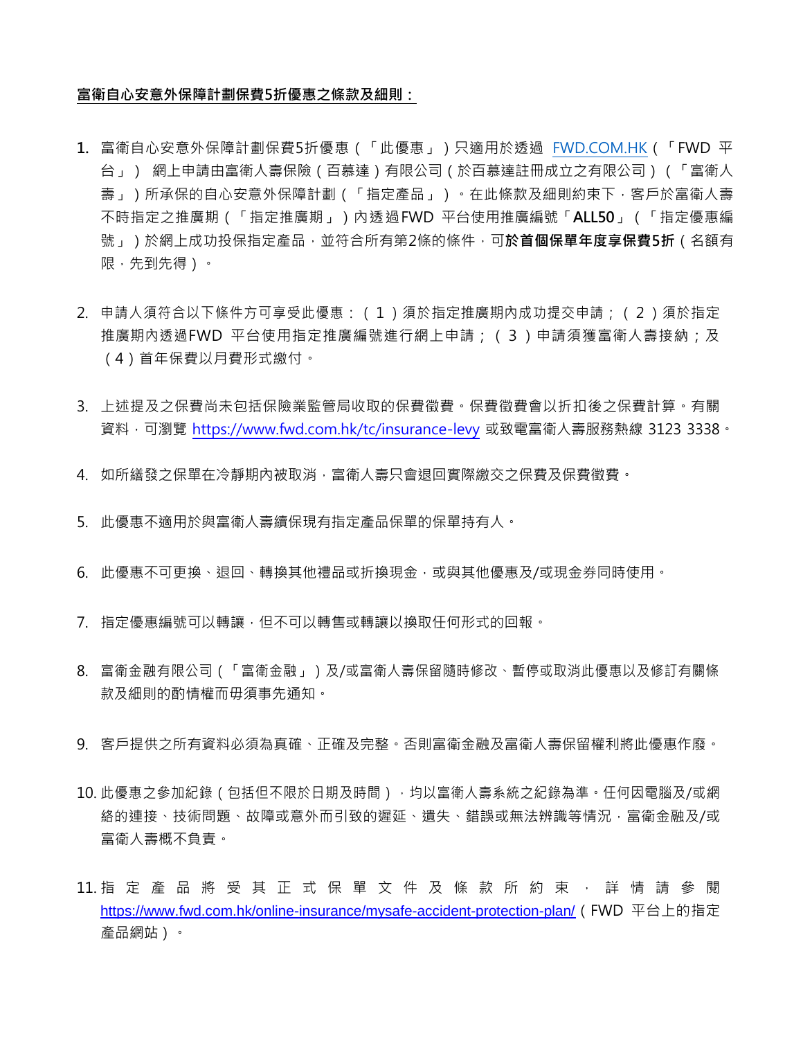**富衛自心安意外保障計劃保費5折優惠之條款及細則：**

1. 富衛自心安意外保障計劃保費5折優惠（「此優惠」）只適用於透過 FWD.COM.HK（「FWD 平台」） 網上申請由富衛人壽保險（百慕達）有限公司（於百慕達註冊成立之有限公司）（「富衛人壽」）所承保的自心安意外保障計劃（「指定產品」）。在此條款及細則約束下，客戶於富衛人壽不時指定之推廣期（「指定推廣期」）內透過FWD 平台使用推廣編號「**ALL50**」（「指定優惠編號」）於網上成功投保指定產品，並符合所有第2條的條件，可**於首個保單年度享保費5折**（名額有限，先到先得）。

2. 申請人須符合以下條件方可享受此優惠：（1）須於指定推廣期內成功提交申請；（2）須於指定推廣期內透過FWD 平台使用指定推廣編號進行網上申請；（3）申請須獲富衛人壽接納；及（4）首年保費以月費形式繳付。

3. 上述提及之保費尚未包括保險業監管局收取的保費徵費。保費徵費會以折扣後之保費計算。有關資料，可瀏覽 https://www.fwd.com.hk/tc/insurance-levy 或致電富衛人壽服務熱線 3123 3338。

4. 如所繕發之保單在冷靜期內被取消，富衛人壽只會退回實際繳交之保費及保費徵費。

5. 此優惠不適用於與富衛人壽續保現有指定產品保單的保單持有人。

6. 此優惠不可更換、退回、轉換其他禮品或折換現金，或與其他優惠及/或現金券同時使用。

7. 指定優惠編號可以轉讓，但不可以轉售或轉讓以換取任何形式的回報。

8. 富衛金融有限公司（「富衛金融」）及/或富衛人壽保留隨時修改、暫停或取消此優惠以及修訂有關條款及細則的酌情權而毋須事先通知。

9. 客戶提供之所有資料必須為真確、正確及完整。否則富衛金融及富衛人壽保留權利將此優惠作廢。

10. 此優惠之參加紀錄（包括但不限於日期及時間），均以富衛人壽系統之紀錄為準。任何因電腦及/或網絡的連接、技術問題、故障或意外而引致的遲延、遺失、錯誤或無法辨識等情況，富衛金融及/或富衛人壽概不負責。

11. 指定產品將受其正式保單文件及條款所約束，詳情請參閱 https://www.fwd.com.hk/online-insurance/mysafe-accident-protection-plan/（FWD 平台上的指定產品網站）。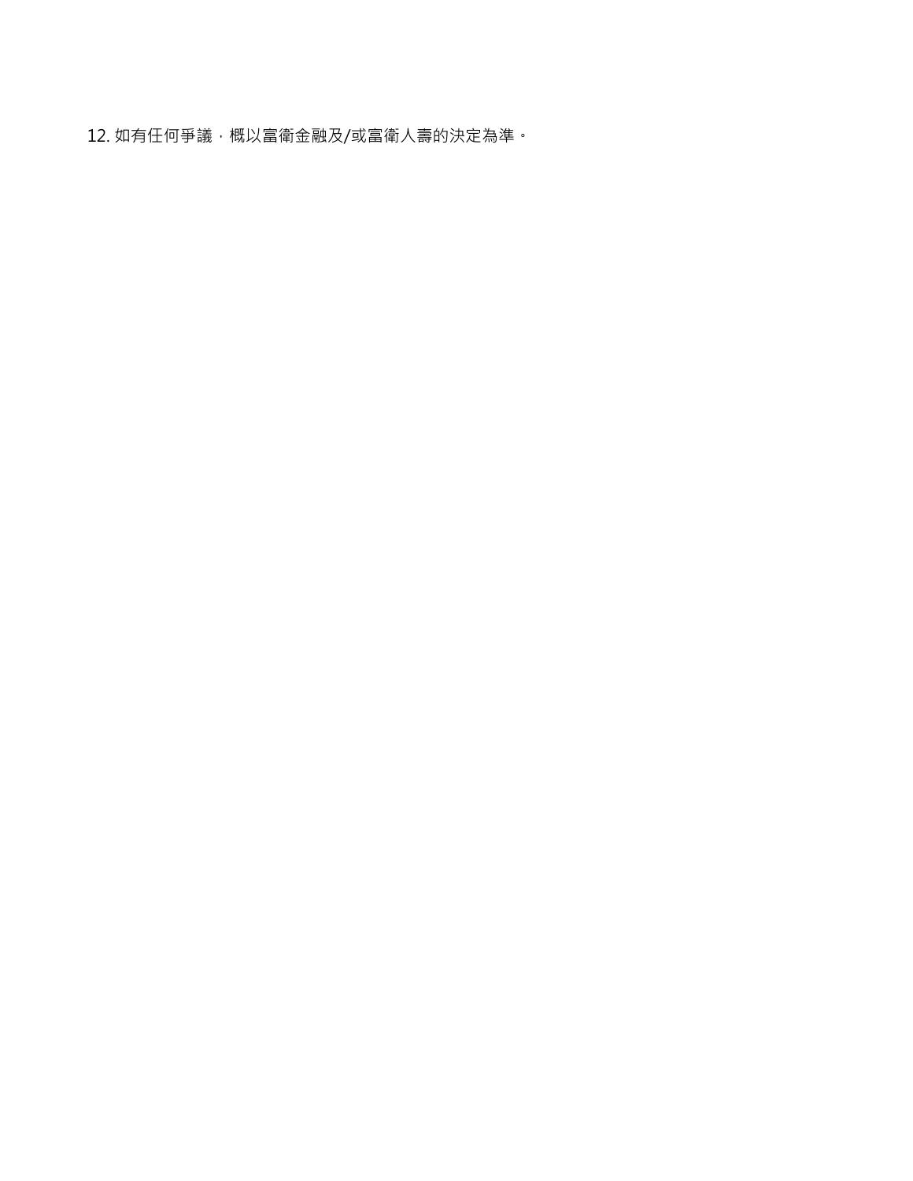12. 如有任何爭議，概以富衛金融及/或富衛人壽的決定為準。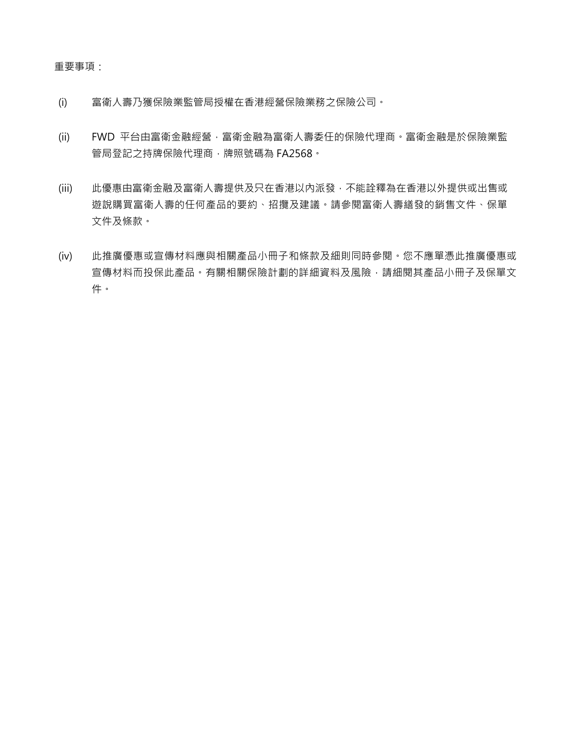重要事項：

(i) 富衛人壽乃獲保險業監管局授權在香港經營保險業務之保險公司。

(ii) FWD 平台由富衛金融經營，富衛金融為富衛人壽委任的保險代理商。富衛金融是於保險業監管局登記之持牌保險代理商，牌照號碼為 FA2568。

(iii) 此優惠由富衛金融及富衛人壽提供及只在香港以內派發，不能詮釋為在香港以外提供或出售或遊說購買富衛人壽的任何產品的要約、招攬及建議。請參閱富衛人壽繕發的銷售文件、保單文件及條款。

(iv) 此推廣優惠或宣傳材料應與相關產品小冊子和條款及細則同時參閱。您不應單憑此推廣優惠或宣傳材料而投保此產品。有關相關保險計劃的詳細資料及風險，請細閱其產品小冊子及保單文件。